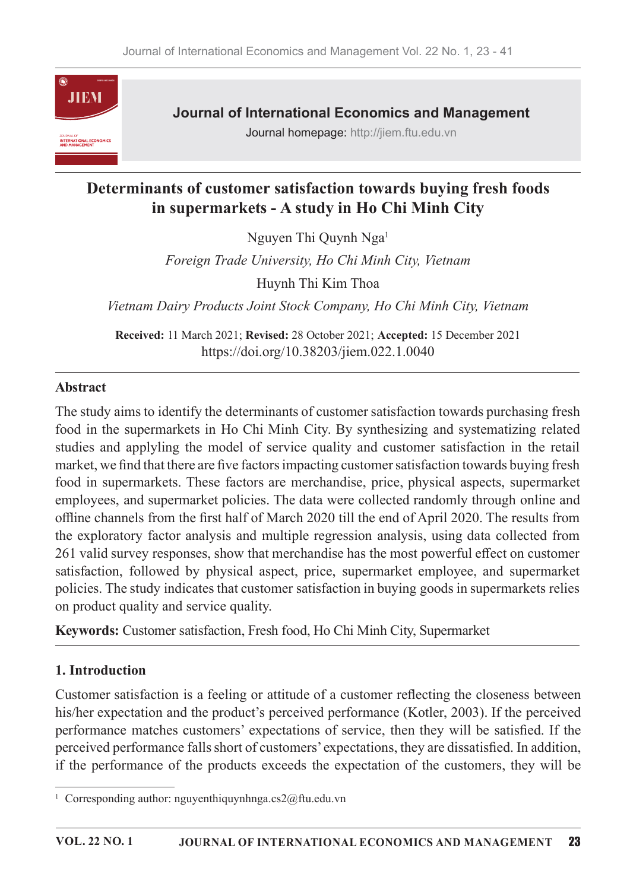# Determinants of customer satisfaction towards buying fresh foods in supermarkets - A study in Ho Chi Minh City

Nguyen Thi Quynh Nga[1]

*Foreign Trade University, Ho Chi Minh City, Vietnam*

Huynh Thi Kim Thoa

*Vietnam Dairy Products Joint Stock Company, Ho Chi Minh City, Vietnam*

**Received:** 11 March 2021; **Revised:** 28 October 2021; **Accepted:** 15 December 2021

https://doi.org/10.38203/jiem.022.1.0040

### Abstract

The study aims to identify the determinants of customer satisfaction towards purchasing fresh food in the supermarkets in Ho Chi Minh City. By synthesizing and systematizing related studies and applying the model of service quality and customer satisfaction in the retail market, we find that there are five factors impacting customer satisfaction towards buying fresh food in supermarkets. These factors are merchandise, price, physical aspects, supermarket employees, and supermarket policies. The data were collected randomly through online and offline channels from the first half of March 2020 till the end of April 2020. The results from the exploratory factor analysis and multiple regression analysis, using data collected from 261 valid survey responses, show that merchandise has the most powerful effect on customer satisfaction, followed by physical aspect, price, supermarket employee, and supermarket policies. The study indicates that customer satisfaction in buying goods in supermarkets relies on product quality and service quality.

**Keywords:** Customer satisfaction, Fresh food, Ho Chi Minh City, Supermarket

## 1. Introduction

Customer satisfaction is a feeling or attitude of a customer reflecting the closeness between his/her expectation and the product's perceived performance (Kotler, 2003). If the perceived performance matches customers' expectations of service, then they will be satisfied. If the perceived performance falls short of customers' expectations, they are dissatisfied. In addition, if the performance of the products exceeds the expectation of the customers, they will be

[1] Corresponding author: nguyenthiquynhnga.cs2@ftu.edu.vn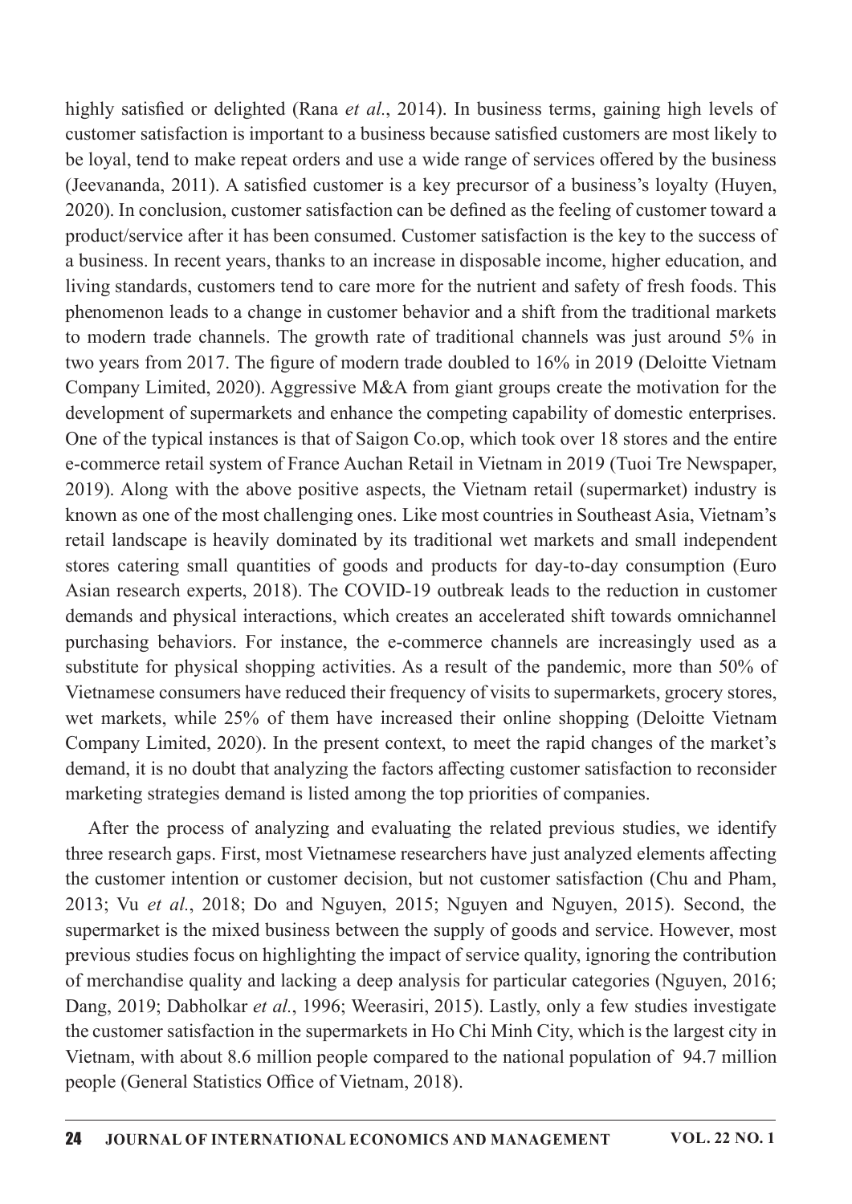highly satisfied or delighted (Rana *et al.*, 2014). In business terms, gaining high levels of customer satisfaction is important to a business because satisfied customers are most likely to be loyal, tend to make repeat orders and use a wide range of services offered by the business (Jeevananda, 2011). A satisfied customer is a key precursor of a business's loyalty (Huyen, 2020). In conclusion, customer satisfaction can be defined as the feeling of customer toward a product/service after it has been consumed. Customer satisfaction is the key to the success of a business. In recent years, thanks to an increase in disposable income, higher education, and living standards, customers tend to care more for the nutrient and safety of fresh foods. This phenomenon leads to a change in customer behavior and a shift from the traditional markets to modern trade channels. The growth rate of traditional channels was just around 5% in two years from 2017. The figure of modern trade doubled to 16% in 2019 (Deloitte Vietnam Company Limited, 2020). Aggressive M&A from giant groups create the motivation for the development of supermarkets and enhance the competing capability of domestic enterprises. One of the typical instances is that of Saigon Co.op, which took over 18 stores and the entire e-commerce retail system of France Auchan Retail in Vietnam in 2019 (Tuoi Tre Newspaper, 2019). Along with the above positive aspects, the Vietnam retail (supermarket) industry is known as one of the most challenging ones. Like most countries in Southeast Asia, Vietnam's retail landscape is heavily dominated by its traditional wet markets and small independent stores catering small quantities of goods and products for day-to-day consumption (Euro Asian research experts, 2018). The COVID-19 outbreak leads to the reduction in customer demands and physical interactions, which creates an accelerated shift towards omnichannel purchasing behaviors. For instance, the e-commerce channels are increasingly used as a substitute for physical shopping activities. As a result of the pandemic, more than 50% of Vietnamese consumers have reduced their frequency of visits to supermarkets, grocery stores, wet markets, while 25% of them have increased their online shopping (Deloitte Vietnam Company Limited, 2020). In the present context, to meet the rapid changes of the market's demand, it is no doubt that analyzing the factors affecting customer satisfaction to reconsider marketing strategies demand is listed among the top priorities of companies.

After the process of analyzing and evaluating the related previous studies, we identify three research gaps. First, most Vietnamese researchers have just analyzed elements affecting the customer intention or customer decision, but not customer satisfaction (Chu and Pham, 2013; Vu *et al.*, 2018; Do and Nguyen, 2015; Nguyen and Nguyen, 2015). Second, the supermarket is the mixed business between the supply of goods and service. However, most previous studies focus on highlighting the impact of service quality, ignoring the contribution of merchandise quality and lacking a deep analysis for particular categories (Nguyen, 2016; Dang, 2019; Dabholkar *et al.*, 1996; Weerasiri, 2015). Lastly, only a few studies investigate the customer satisfaction in the supermarkets in Ho Chi Minh City, which is the largest city in Vietnam, with about 8.6 million people compared to the national population of 94.7 million people (General Statistics Office of Vietnam, 2018).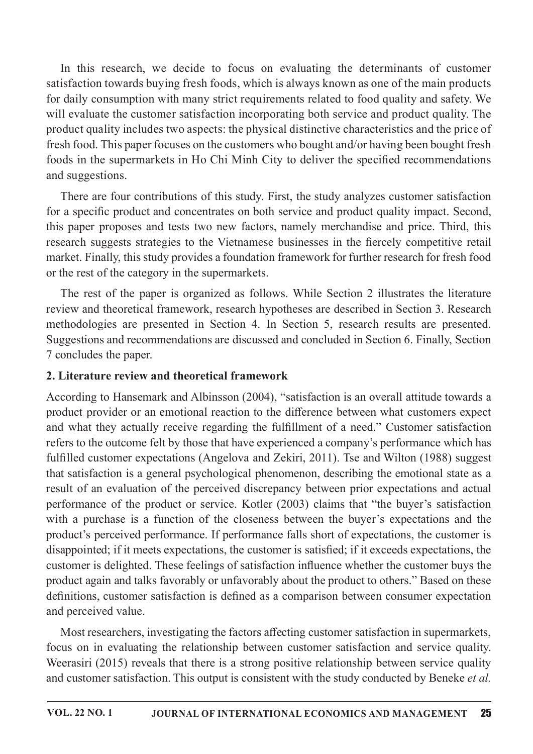In this research, we decide to focus on evaluating the determinants of customer satisfaction towards buying fresh foods, which is always known as one of the main products for daily consumption with many strict requirements related to food quality and safety. We will evaluate the customer satisfaction incorporating both service and product quality. The product quality includes two aspects: the physical distinctive characteristics and the price of fresh food. This paper focuses on the customers who bought and/or having been bought fresh foods in the supermarkets in Ho Chi Minh City to deliver the specified recommendations and suggestions.

There are four contributions of this study. First, the study analyzes customer satisfaction for a specific product and concentrates on both service and product quality impact. Second, this paper proposes and tests two new factors, namely merchandise and price. Third, this research suggests strategies to the Vietnamese businesses in the fiercely competitive retail market. Finally, this study provides a foundation framework for further research for fresh food or the rest of the category in the supermarkets.

The rest of the paper is organized as follows. While Section 2 illustrates the literature review and theoretical framework, research hypotheses are described in Section 3. Research methodologies are presented in Section 4. In Section 5, research results are presented. Suggestions and recommendations are discussed and concluded in Section 6. Finally, Section 7 concludes the paper.

## 2. Literature review and theoretical framework

According to Hansemark and Albinsson (2004), "satisfaction is an overall attitude towards a product provider or an emotional reaction to the difference between what customers expect and what they actually receive regarding the fulfillment of a need." Customer satisfaction refers to the outcome felt by those that have experienced a company's performance which has fulfilled customer expectations (Angelova and Zekiri, 2011). Tse and Wilton (1988) suggest that satisfaction is a general psychological phenomenon, describing the emotional state as a result of an evaluation of the perceived discrepancy between prior expectations and actual performance of the product or service. Kotler (2003) claims that "the buyer's satisfaction with a purchase is a function of the closeness between the buyer's expectations and the product's perceived performance. If performance falls short of expectations, the customer is disappointed; if it meets expectations, the customer is satisfied; if it exceeds expectations, the customer is delighted. These feelings of satisfaction influence whether the customer buys the product again and talks favorably or unfavorably about the product to others." Based on these definitions, customer satisfaction is defined as a comparison between consumer expectation and perceived value.

Most researchers, investigating the factors affecting customer satisfaction in supermarkets, focus on in evaluating the relationship between customer satisfaction and service quality. Weerasiri (2015) reveals that there is a strong positive relationship between service quality and customer satisfaction. This output is consistent with the study conducted by Beneke *et al.*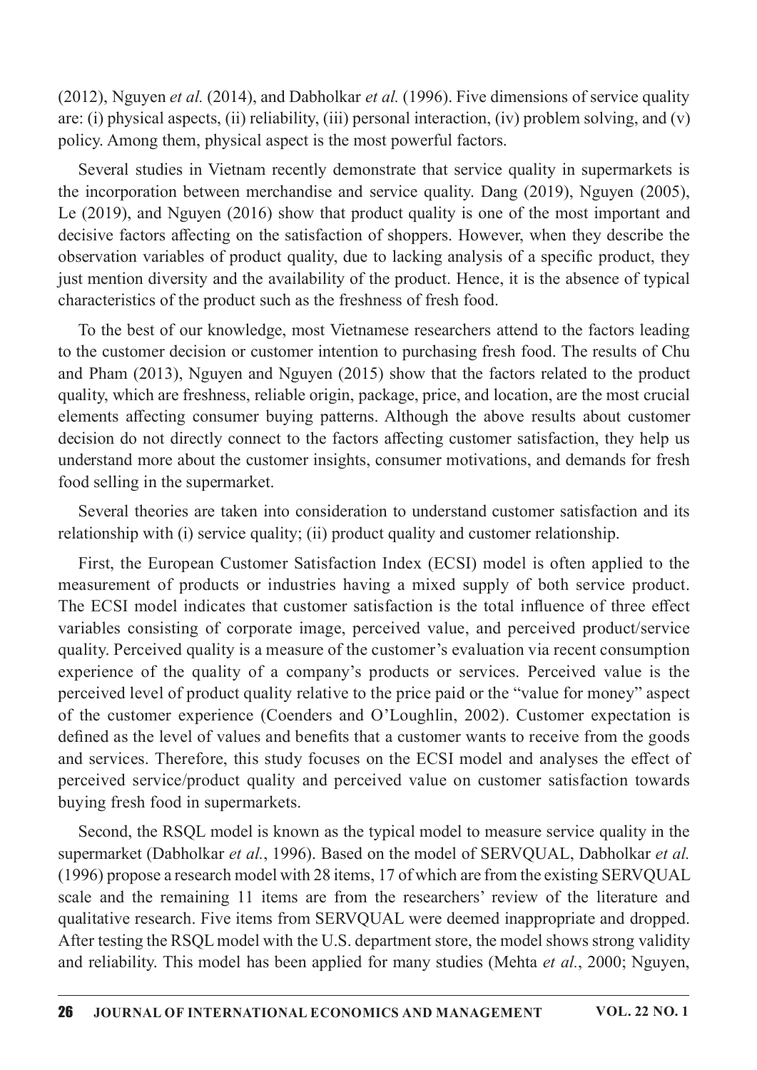(2012), Nguyen *et al.* (2014), and Dabholkar *et al.* (1996). Five dimensions of service quality are: (i) physical aspects, (ii) reliability, (iii) personal interaction, (iv) problem solving, and (v) policy. Among them, physical aspect is the most powerful factors.

Several studies in Vietnam recently demonstrate that service quality in supermarkets is the incorporation between merchandise and service quality. Dang (2019), Nguyen (2005), Le (2019), and Nguyen (2016) show that product quality is one of the most important and decisive factors affecting on the satisfaction of shoppers. However, when they describe the observation variables of product quality, due to lacking analysis of a specific product, they just mention diversity and the availability of the product. Hence, it is the absence of typical characteristics of the product such as the freshness of fresh food.

To the best of our knowledge, most Vietnamese researchers attend to the factors leading to the customer decision or customer intention to purchasing fresh food. The results of Chu and Pham (2013), Nguyen and Nguyen (2015) show that the factors related to the product quality, which are freshness, reliable origin, package, price, and location, are the most crucial elements affecting consumer buying patterns. Although the above results about customer decision do not directly connect to the factors affecting customer satisfaction, they help us understand more about the customer insights, consumer motivations, and demands for fresh food selling in the supermarket.

Several theories are taken into consideration to understand customer satisfaction and its relationship with (i) service quality; (ii) product quality and customer relationship.

First, the European Customer Satisfaction Index (ECSI) model is often applied to the measurement of products or industries having a mixed supply of both service product. The ECSI model indicates that customer satisfaction is the total influence of three effect variables consisting of corporate image, perceived value, and perceived product/service quality. Perceived quality is a measure of the customer's evaluation via recent consumption experience of the quality of a company's products or services. Perceived value is the perceived level of product quality relative to the price paid or the "value for money" aspect of the customer experience (Coenders and O'Loughlin, 2002). Customer expectation is defined as the level of values and benefits that a customer wants to receive from the goods and services. Therefore, this study focuses on the ECSI model and analyses the effect of perceived service/product quality and perceived value on customer satisfaction towards buying fresh food in supermarkets.

Second, the RSQL model is known as the typical model to measure service quality in the supermarket (Dabholkar *et al.*, 1996). Based on the model of SERVQUAL, Dabholkar *et al.* (1996) propose a research model with 28 items, 17 of which are from the existing SERVQUAL scale and the remaining 11 items are from the researchers' review of the literature and qualitative research. Five items from SERVQUAL were deemed inappropriate and dropped. After testing the RSQL model with the U.S. department store, the model shows strong validity and reliability. This model has been applied for many studies (Mehta *et al.*, 2000; Nguyen,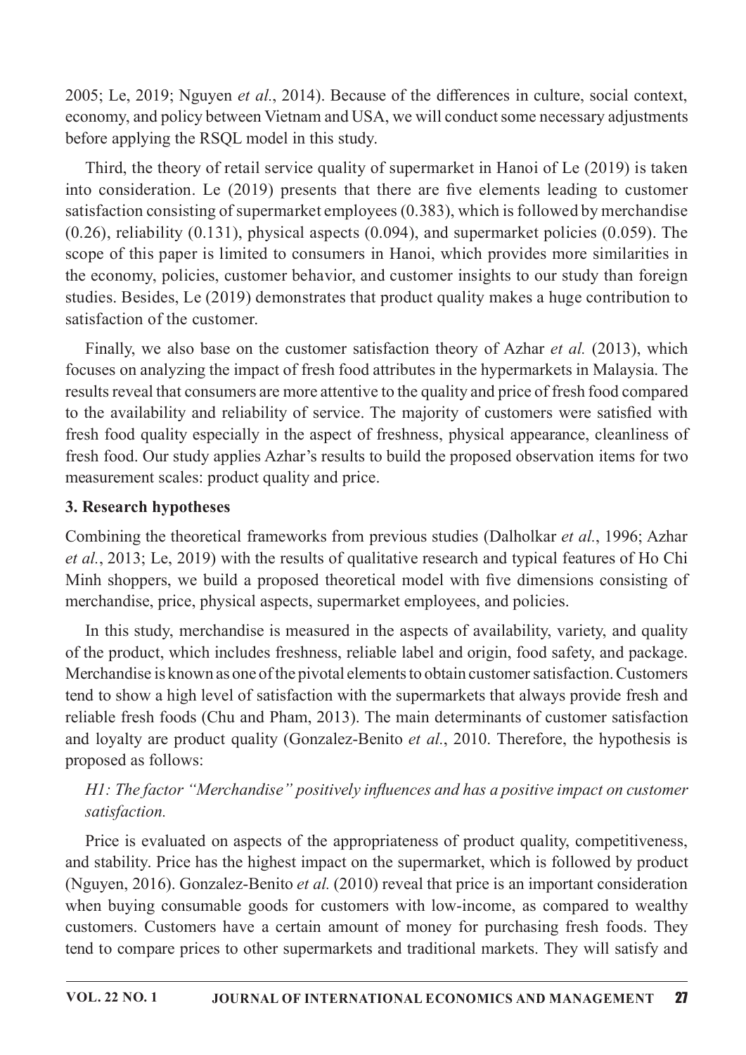2005; Le, 2019; Nguyen *et al.*, 2014). Because of the differences in culture, social context, economy, and policy between Vietnam and USA, we will conduct some necessary adjustments before applying the RSQL model in this study.

Third, the theory of retail service quality of supermarket in Hanoi of Le (2019) is taken into consideration. Le (2019) presents that there are five elements leading to customer satisfaction consisting of supermarket employees (0.383), which is followed by merchandise (0.26), reliability (0.131), physical aspects (0.094), and supermarket policies (0.059). The scope of this paper is limited to consumers in Hanoi, which provides more similarities in the economy, policies, customer behavior, and customer insights to our study than foreign studies. Besides, Le (2019) demonstrates that product quality makes a huge contribution to satisfaction of the customer.

Finally, we also base on the customer satisfaction theory of Azhar *et al.* (2013), which focuses on analyzing the impact of fresh food attributes in the hypermarkets in Malaysia. The results reveal that consumers are more attentive to the quality and price of fresh food compared to the availability and reliability of service. The majority of customers were satisfied with fresh food quality especially in the aspect of freshness, physical appearance, cleanliness of fresh food. Our study applies Azhar's results to build the proposed observation items for two measurement scales: product quality and price.

## 3. Research hypotheses

Combining the theoretical frameworks from previous studies (Dalholkar *et al.*, 1996; Azhar *et al.*, 2013; Le, 2019) with the results of qualitative research and typical features of Ho Chi Minh shoppers, we build a proposed theoretical model with five dimensions consisting of merchandise, price, physical aspects, supermarket employees, and policies.

In this study, merchandise is measured in the aspects of availability, variety, and quality of the product, which includes freshness, reliable label and origin, food safety, and package. Merchandise is known as one of the pivotal elements to obtain customer satisfaction. Customers tend to show a high level of satisfaction with the supermarkets that always provide fresh and reliable fresh foods (Chu and Pham, 2013). The main determinants of customer satisfaction and loyalty are product quality (Gonzalez-Benito *et al.*, 2010. Therefore, the hypothesis is proposed as follows:

*H1: The factor "Merchandise" positively influences and has a positive impact on customer satisfaction.*

Price is evaluated on aspects of the appropriateness of product quality, competitiveness, and stability. Price has the highest impact on the supermarket, which is followed by product (Nguyen, 2016). Gonzalez-Benito *et al.* (2010) reveal that price is an important consideration when buying consumable goods for customers with low-income, as compared to wealthy customers. Customers have a certain amount of money for purchasing fresh foods. They tend to compare prices to other supermarkets and traditional markets. They will satisfy and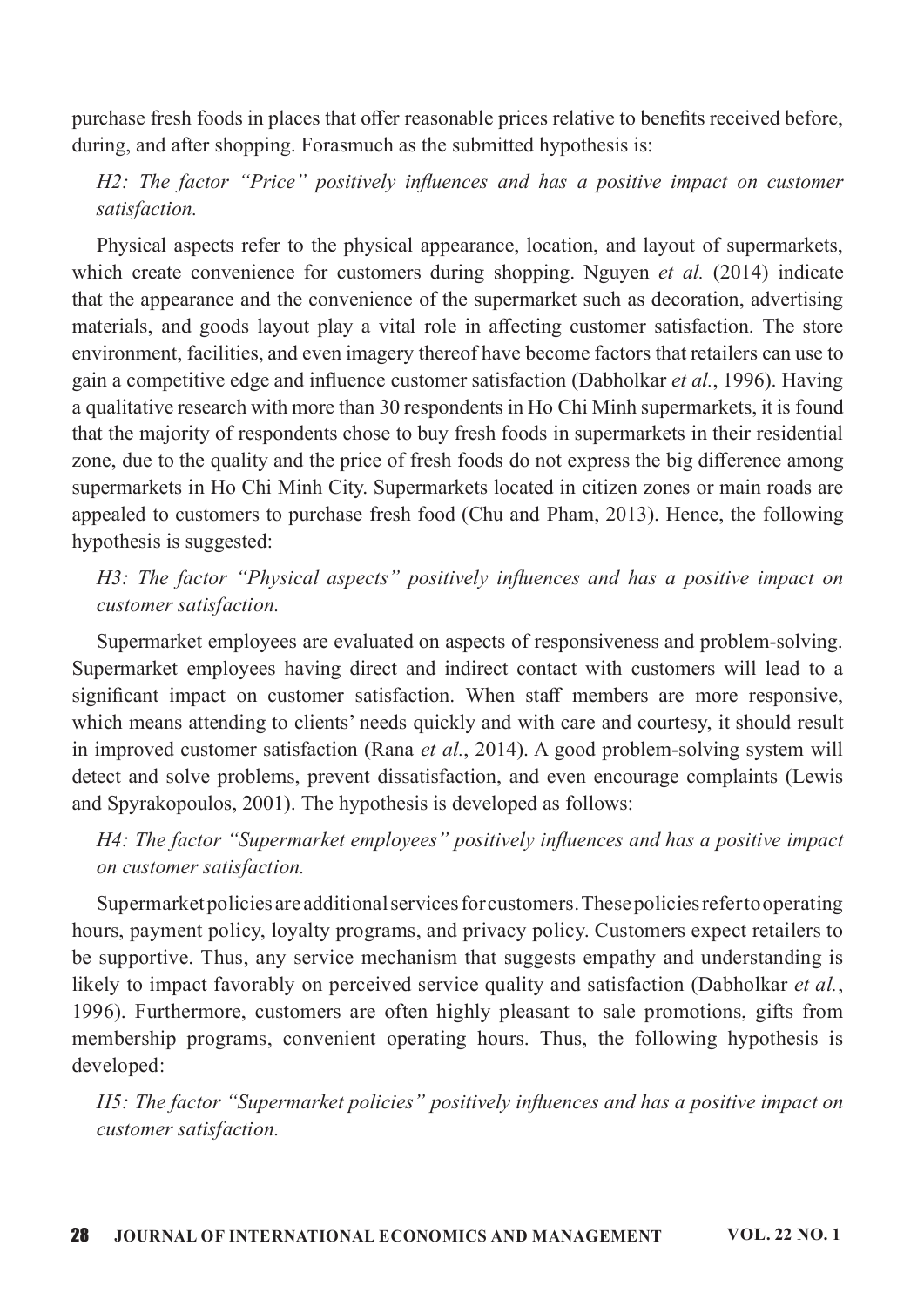purchase fresh foods in places that offer reasonable prices relative to benefits received before, during, and after shopping. Forasmuch as the submitted hypothesis is:

*H2: The factor "Price" positively influences and has a positive impact on customer satisfaction.*

Physical aspects refer to the physical appearance, location, and layout of supermarkets, which create convenience for customers during shopping. Nguyen *et al.* (2014) indicate that the appearance and the convenience of the supermarket such as decoration, advertising materials, and goods layout play a vital role in affecting customer satisfaction. The store environment, facilities, and even imagery thereof have become factors that retailers can use to gain a competitive edge and influence customer satisfaction (Dabholkar *et al.*, 1996). Having a qualitative research with more than 30 respondents in Ho Chi Minh supermarkets, it is found that the majority of respondents chose to buy fresh foods in supermarkets in their residential zone, due to the quality and the price of fresh foods do not express the big difference among supermarkets in Ho Chi Minh City. Supermarkets located in citizen zones or main roads are appealed to customers to purchase fresh food (Chu and Pham, 2013). Hence, the following hypothesis is suggested:

*H3: The factor "Physical aspects" positively influences and has a positive impact on customer satisfaction.*

Supermarket employees are evaluated on aspects of responsiveness and problem-solving. Supermarket employees having direct and indirect contact with customers will lead to a significant impact on customer satisfaction. When staff members are more responsive, which means attending to clients' needs quickly and with care and courtesy, it should result in improved customer satisfaction (Rana *et al.*, 2014). A good problem-solving system will detect and solve problems, prevent dissatisfaction, and even encourage complaints (Lewis and Spyrakopoulos, 2001). The hypothesis is developed as follows:

*H4: The factor "Supermarket employees" positively influences and has a positive impact on customer satisfaction.*

Supermarket policies are additional services for customers. These policies refer to operating hours, payment policy, loyalty programs, and privacy policy. Customers expect retailers to be supportive. Thus, any service mechanism that suggests empathy and understanding is likely to impact favorably on perceived service quality and satisfaction (Dabholkar *et al.*, 1996). Furthermore, customers are often highly pleasant to sale promotions, gifts from membership programs, convenient operating hours. Thus, the following hypothesis is developed:

*H5: The factor "Supermarket policies" positively influences and has a positive impact on customer satisfaction.*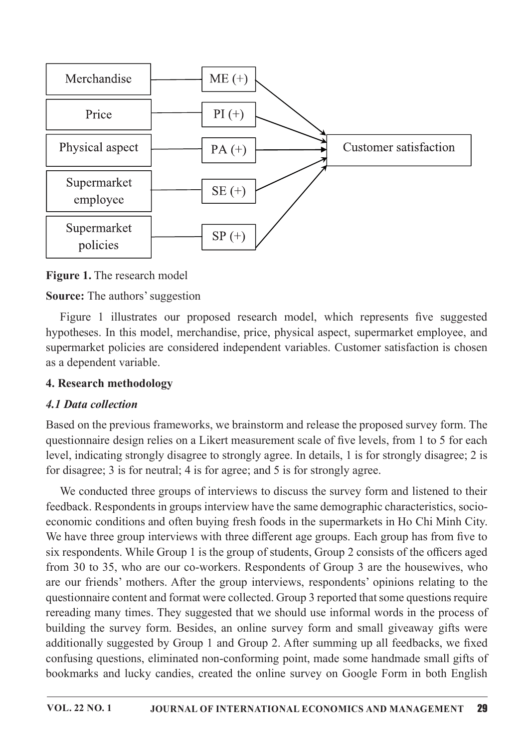| Independent variable | Hypothesis |  | Dependent variable |
|---|---|---|---|
| Merchandise | ME (+) | → | Customer satisfaction |
| Price | PI (+) | → | Customer satisfaction |
| Physical aspect | PA (+) | → | Customer satisfaction |
| Supermarket employee | SE (+) | → | Customer satisfaction |
| Supermarket policies | SP (+) | → | Customer satisfaction |

**Figure 1.** The research model

**Source:** The authors' suggestion

Figure 1 illustrates our proposed research model, which represents five suggested hypotheses. In this model, merchandise, price, physical aspect, supermarket employee, and supermarket policies are considered independent variables. Customer satisfaction is chosen as a dependent variable.

## 4. Research methodology

### *4.1 Data collection*

Based on the previous frameworks, we brainstorm and release the proposed survey form. The questionnaire design relies on a Likert measurement scale of five levels, from 1 to 5 for each level, indicating strongly disagree to strongly agree. In details, 1 is for strongly disagree; 2 is for disagree; 3 is for neutral; 4 is for agree; and 5 is for strongly agree.

We conducted three groups of interviews to discuss the survey form and listened to their feedback. Respondents in groups interview have the same demographic characteristics, socio-economic conditions and often buying fresh foods in the supermarkets in Ho Chi Minh City. We have three group interviews with three different age groups. Each group has from five to six respondents. While Group 1 is the group of students, Group 2 consists of the officers aged from 30 to 35, who are our co-workers. Respondents of Group 3 are the housewives, who are our friends' mothers. After the group interviews, respondents' opinions relating to the questionnaire content and format were collected. Group 3 reported that some questions require rereading many times. They suggested that we should use informal words in the process of building the survey form. Besides, an online survey form and small giveaway gifts were additionally suggested by Group 1 and Group 2. After summing up all feedbacks, we fixed confusing questions, eliminated non-conforming point, made some handmade small gifts of bookmarks and lucky candies, created the online survey on Google Form in both English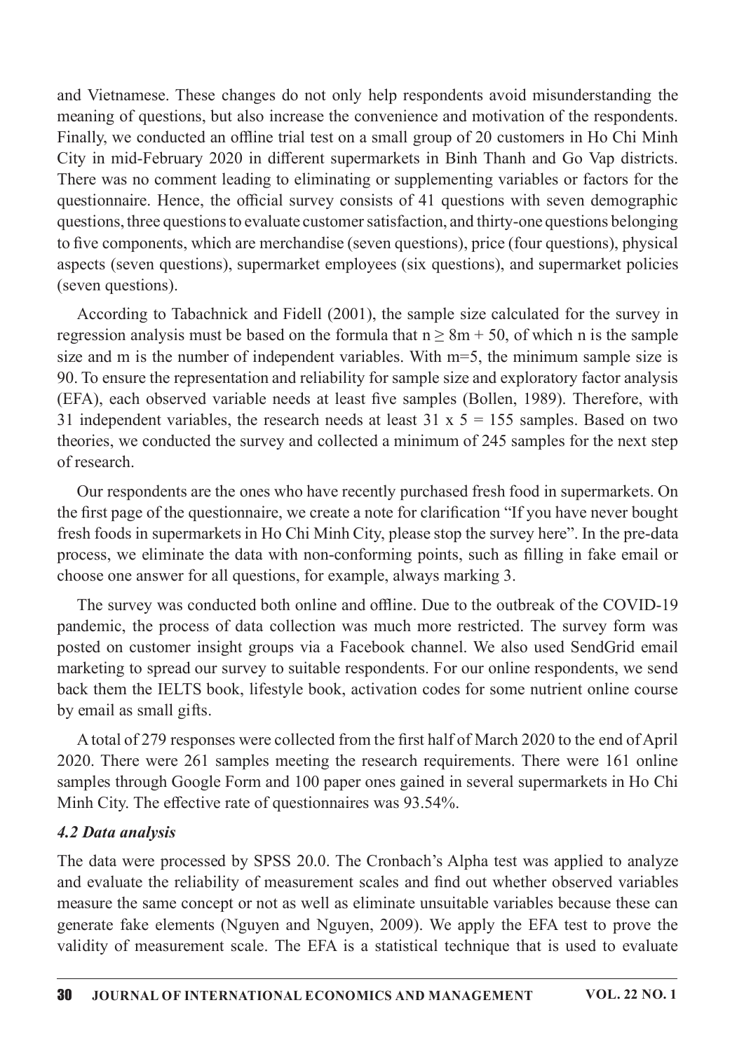and Vietnamese. These changes do not only help respondents avoid misunderstanding the meaning of questions, but also increase the convenience and motivation of the respondents. Finally, we conducted an offline trial test on a small group of 20 customers in Ho Chi Minh City in mid-February 2020 in different supermarkets in Binh Thanh and Go Vap districts. There was no comment leading to eliminating or supplementing variables or factors for the questionnaire. Hence, the official survey consists of 41 questions with seven demographic questions, three questions to evaluate customer satisfaction, and thirty-one questions belonging to five components, which are merchandise (seven questions), price (four questions), physical aspects (seven questions), supermarket employees (six questions), and supermarket policies (seven questions).

According to Tabachnick and Fidell (2001), the sample size calculated for the survey in regression analysis must be based on the formula that $n \geq 8m + 50$, of which n is the sample size and m is the number of independent variables. With $m=5$, the minimum sample size is 90. To ensure the representation and reliability for sample size and exploratory factor analysis (EFA), each observed variable needs at least five samples (Bollen, 1989). Therefore, with 31 independent variables, the research needs at least $31 \times 5 = 155$ samples. Based on two theories, we conducted the survey and collected a minimum of 245 samples for the next step of research.

Our respondents are the ones who have recently purchased fresh food in supermarkets. On the first page of the questionnaire, we create a note for clarification "If you have never bought fresh foods in supermarkets in Ho Chi Minh City, please stop the survey here". In the pre-data process, we eliminate the data with non-conforming points, such as filling in fake email or choose one answer for all questions, for example, always marking 3.

The survey was conducted both online and offline. Due to the outbreak of the COVID-19 pandemic, the process of data collection was much more restricted. The survey form was posted on customer insight groups via a Facebook channel. We also used SendGrid email marketing to spread our survey to suitable respondents. For our online respondents, we send back them the IELTS book, lifestyle book, activation codes for some nutrient online course by email as small gifts.

A total of 279 responses were collected from the first half of March 2020 to the end of April 2020. There were 261 samples meeting the research requirements. There were 161 online samples through Google Form and 100 paper ones gained in several supermarkets in Ho Chi Minh City. The effective rate of questionnaires was 93.54%.

### *4.2 Data analysis*

The data were processed by SPSS 20.0. The Cronbach's Alpha test was applied to analyze and evaluate the reliability of measurement scales and find out whether observed variables measure the same concept or not as well as eliminate unsuitable variables because these can generate fake elements (Nguyen and Nguyen, 2009). We apply the EFA test to prove the validity of measurement scale. The EFA is a statistical technique that is used to evaluate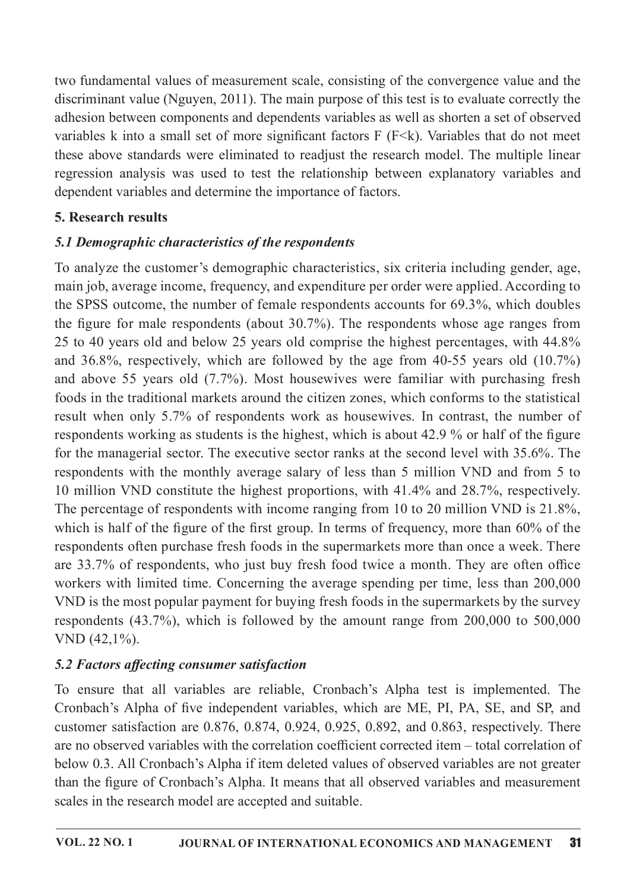two fundamental values of measurement scale, consisting of the convergence value and the discriminant value (Nguyen, 2011). The main purpose of this test is to evaluate correctly the adhesion between components and dependents variables as well as shorten a set of observed variables k into a small set of more significant factors F (F<k). Variables that do not meet these above standards were eliminated to readjust the research model. The multiple linear regression analysis was used to test the relationship between explanatory variables and dependent variables and determine the importance of factors.

## 5. Research results

### *5.1 Demographic characteristics of the respondents*

To analyze the customer's demographic characteristics, six criteria including gender, age, main job, average income, frequency, and expenditure per order were applied. According to the SPSS outcome, the number of female respondents accounts for 69.3%, which doubles the figure for male respondents (about 30.7%). The respondents whose age ranges from 25 to 40 years old and below 25 years old comprise the highest percentages, with 44.8% and 36.8%, respectively, which are followed by the age from 40-55 years old (10.7%) and above 55 years old (7.7%). Most housewives were familiar with purchasing fresh foods in the traditional markets around the citizen zones, which conforms to the statistical result when only 5.7% of respondents work as housewives. In contrast, the number of respondents working as students is the highest, which is about 42.9 % or half of the figure for the managerial sector. The executive sector ranks at the second level with 35.6%. The respondents with the monthly average salary of less than 5 million VND and from 5 to 10 million VND constitute the highest proportions, with 41.4% and 28.7%, respectively. The percentage of respondents with income ranging from 10 to 20 million VND is 21.8%, which is half of the figure of the first group. In terms of frequency, more than 60% of the respondents often purchase fresh foods in the supermarkets more than once a week. There are 33.7% of respondents, who just buy fresh food twice a month. They are often office workers with limited time. Concerning the average spending per time, less than 200,000 VND is the most popular payment for buying fresh foods in the supermarkets by the survey respondents (43.7%), which is followed by the amount range from 200,000 to 500,000 VND (42,1%).

### *5.2 Factors affecting consumer satisfaction*

To ensure that all variables are reliable, Cronbach's Alpha test is implemented. The Cronbach's Alpha of five independent variables, which are ME, PI, PA, SE, and SP, and customer satisfaction are 0.876, 0.874, 0.924, 0.925, 0.892, and 0.863, respectively. There are no observed variables with the correlation coefficient corrected item – total correlation of below 0.3. All Cronbach's Alpha if item deleted values of observed variables are not greater than the figure of Cronbach's Alpha. It means that all observed variables and measurement scales in the research model are accepted and suitable.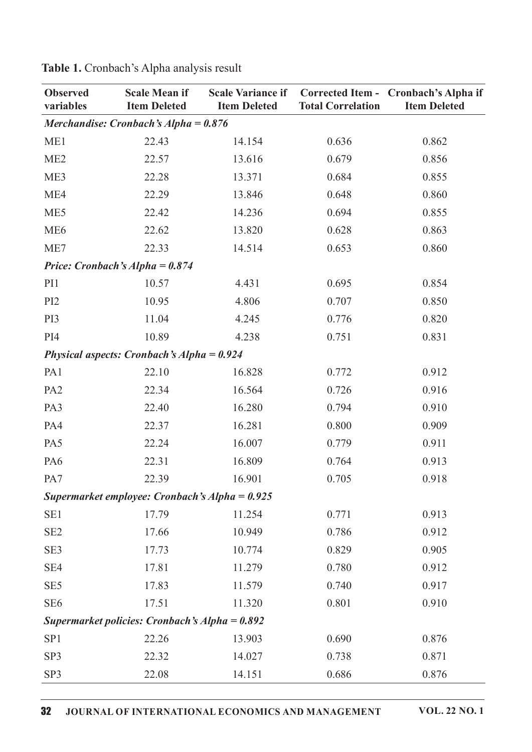**Table 1.** Cronbach's Alpha analysis result

| Observed variables | Scale Mean if Item Deleted | Scale Variance if Item Deleted | Corrected Item - Total Correlation | Cronbach's Alpha if Item Deleted |
|---|---|---|---|---|
| ***Merchandise: Cronbach's Alpha = 0.876*** | | | | |
| ME1 | 22.43 | 14.154 | 0.636 | 0.862 |
| ME2 | 22.57 | 13.616 | 0.679 | 0.856 |
| ME3 | 22.28 | 13.371 | 0.684 | 0.855 |
| ME4 | 22.29 | 13.846 | 0.648 | 0.860 |
| ME5 | 22.42 | 14.236 | 0.694 | 0.855 |
| ME6 | 22.62 | 13.820 | 0.628 | 0.863 |
| ME7 | 22.33 | 14.514 | 0.653 | 0.860 |
| ***Price: Cronbach's Alpha = 0.874*** | | | | |
| PI1 | 10.57 | 4.431 | 0.695 | 0.854 |
| PI2 | 10.95 | 4.806 | 0.707 | 0.850 |
| PI3 | 11.04 | 4.245 | 0.776 | 0.820 |
| PI4 | 10.89 | 4.238 | 0.751 | 0.831 |
| ***Physical aspects: Cronbach's Alpha = 0.924*** | | | | |
| PA1 | 22.10 | 16.828 | 0.772 | 0.912 |
| PA2 | 22.34 | 16.564 | 0.726 | 0.916 |
| PA3 | 22.40 | 16.280 | 0.794 | 0.910 |
| PA4 | 22.37 | 16.281 | 0.800 | 0.909 |
| PA5 | 22.24 | 16.007 | 0.779 | 0.911 |
| PA6 | 22.31 | 16.809 | 0.764 | 0.913 |
| PA7 | 22.39 | 16.901 | 0.705 | 0.918 |
| ***Supermarket employee: Cronbach's Alpha = 0.925*** | | | | |
| SE1 | 17.79 | 11.254 | 0.771 | 0.913 |
| SE2 | 17.66 | 10.949 | 0.786 | 0.912 |
| SE3 | 17.73 | 10.774 | 0.829 | 0.905 |
| SE4 | 17.81 | 11.279 | 0.780 | 0.912 |
| SE5 | 17.83 | 11.579 | 0.740 | 0.917 |
| SE6 | 17.51 | 11.320 | 0.801 | 0.910 |
| ***Supermarket policies: Cronbach's Alpha = 0.892*** | | | | |
| SP1 | 22.26 | 13.903 | 0.690 | 0.876 |
| SP3 | 22.32 | 14.027 | 0.738 | 0.871 |
| SP3 | 22.08 | 14.151 | 0.686 | 0.876 |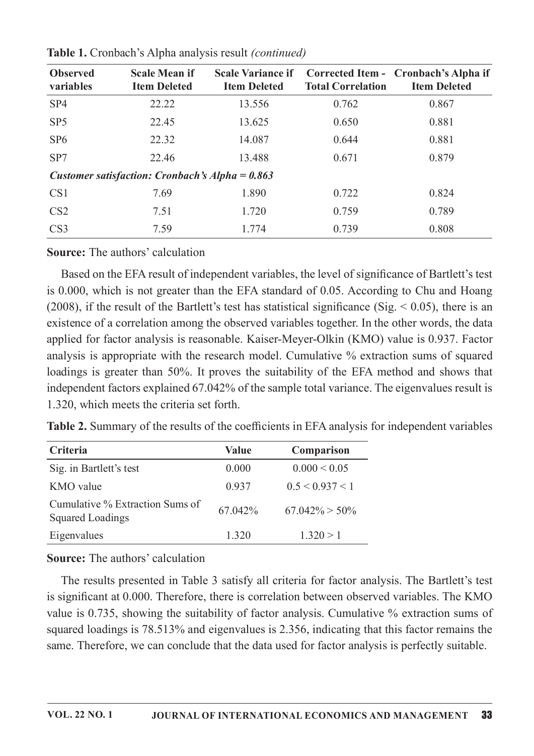**Table 1.** Cronbach's Alpha analysis result *(continued)*

| Observed variables | Scale Mean if Item Deleted | Scale Variance if Item Deleted | Corrected Item - Total Correlation | Cronbach's Alpha if Item Deleted |
|---|---|---|---|---|
| SP4 | 22.22 | 13.556 | 0.762 | 0.867 |
| SP5 | 22.45 | 13.625 | 0.650 | 0.881 |
| SP6 | 22.32 | 14.087 | 0.644 | 0.881 |
| SP7 | 22.46 | 13.488 | 0.671 | 0.879 |
| ***Customer satisfaction: Cronbach's Alpha = 0.863*** | | | | |
| CS1 | 7.69 | 1.890 | 0.722 | 0.824 |
| CS2 | 7.51 | 1.720 | 0.759 | 0.789 |
| CS3 | 7.59 | 1.774 | 0.739 | 0.808 |

**Source:** The authors' calculation

Based on the EFA result of independent variables, the level of significance of Bartlett's test is 0.000, which is not greater than the EFA standard of 0.05. According to Chu and Hoang (2008), if the result of the Bartlett's test has statistical significance (Sig. < 0.05), there is an existence of a correlation among the observed variables together. In the other words, the data applied for factor analysis is reasonable. Kaiser-Meyer-Olkin (KMO) value is 0.937. Factor analysis is appropriate with the research model. Cumulative % extraction sums of squared loadings is greater than 50%. It proves the suitability of the EFA method and shows that independent factors explained 67.042% of the sample total variance. The eigenvalues result is 1.320, which meets the criteria set forth.

**Table 2.** Summary of the results of the coefficients in EFA analysis for independent variables

| Criteria | Value | Comparison |
|---|---|---|
| Sig. in Bartlett's test | 0.000 | 0.000 < 0.05 |
| KMO value | 0.937 | 0.5 < 0.937 < 1 |
| Cumulative % Extraction Sums of Squared Loadings | 67.042% | 67.042% > 50% |
| Eigenvalues | 1.320 | 1.320 > 1 |

**Source:** The authors' calculation

The results presented in Table 3 satisfy all criteria for factor analysis. The Bartlett's test is significant at 0.000. Therefore, there is correlation between observed variables. The KMO value is 0.735, showing the suitability of factor analysis. Cumulative % extraction sums of squared loadings is 78.513% and eigenvalues is 2.356, indicating that this factor remains the same. Therefore, we can conclude that the data used for factor analysis is perfectly suitable.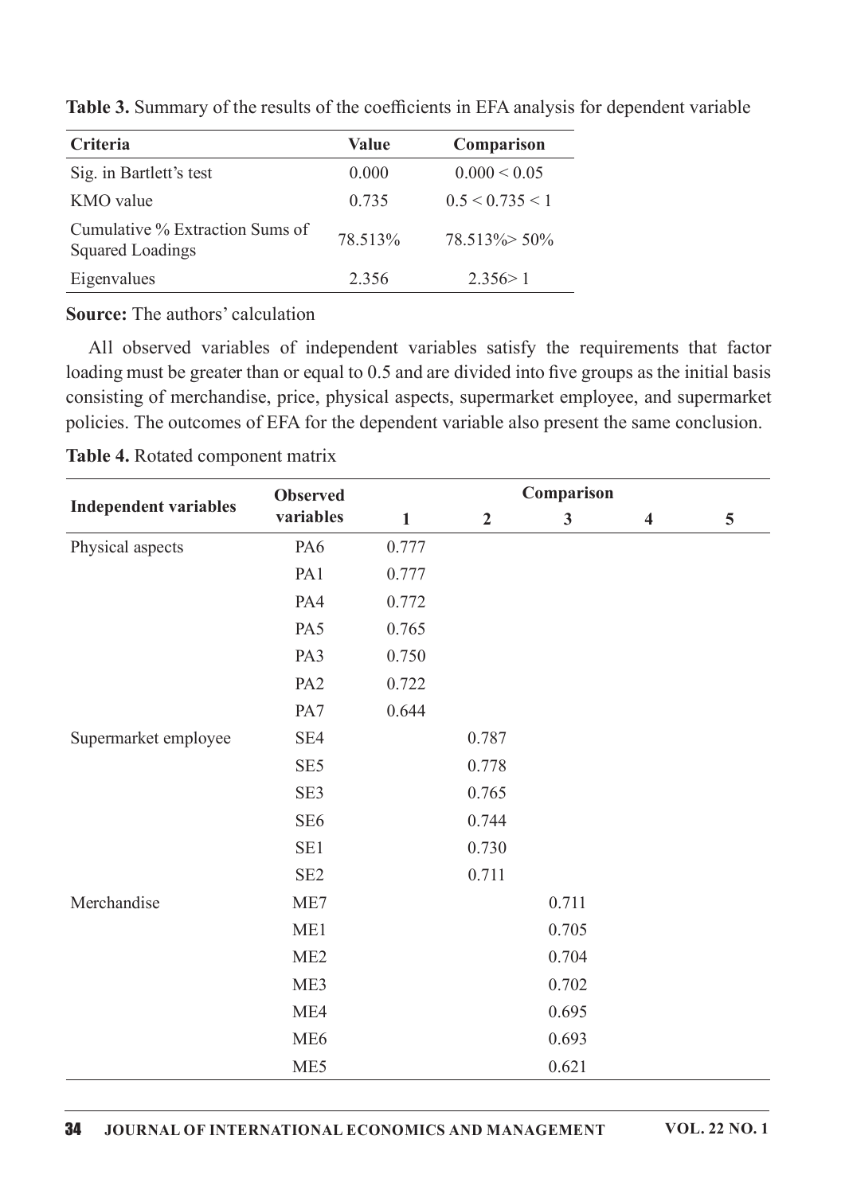**Table 3.** Summary of the results of the coefficients in EFA analysis for dependent variable

| Criteria | Value | Comparison |
|---|---|---|
| Sig. in Bartlett's test | 0.000 | 0.000 < 0.05 |
| KMO value | 0.735 | 0.5 < 0.735 < 1 |
| Cumulative % Extraction Sums of Squared Loadings | 78.513% | 78.513%> 50% |
| Eigenvalues | 2.356 | 2.356> 1 |

**Source:** The authors' calculation

All observed variables of independent variables satisfy the requirements that factor loading must be greater than or equal to 0.5 and are divided into five groups as the initial basis consisting of merchandise, price, physical aspects, supermarket employee, and supermarket policies. The outcomes of EFA for the dependent variable also present the same conclusion.

**Table 4.** Rotated component matrix

| Independent variables | Observed variables | Comparison | | | | |
|---|---|---|---|---|---|---|
| | | 1 | 2 | 3 | 4 | 5 |
| Physical aspects | PA6 | 0.777 | | | | |
| | PA1 | 0.777 | | | | |
| | PA4 | 0.772 | | | | |
| | PA5 | 0.765 | | | | |
| | PA3 | 0.750 | | | | |
| | PA2 | 0.722 | | | | |
| | PA7 | 0.644 | | | | |
| Supermarket employee | SE4 | | 0.787 | | | |
| | SE5 | | 0.778 | | | |
| | SE3 | | 0.765 | | | |
| | SE6 | | 0.744 | | | |
| | SE1 | | 0.730 | | | |
| | SE2 | | 0.711 | | | |
| Merchandise | ME7 | | | 0.711 | | |
| | ME1 | | | 0.705 | | |
| | ME2 | | | 0.704 | | |
| | ME3 | | | 0.702 | | |
| | ME4 | | | 0.695 | | |
| | ME6 | | | 0.693 | | |
| | ME5 | | | 0.621 | | |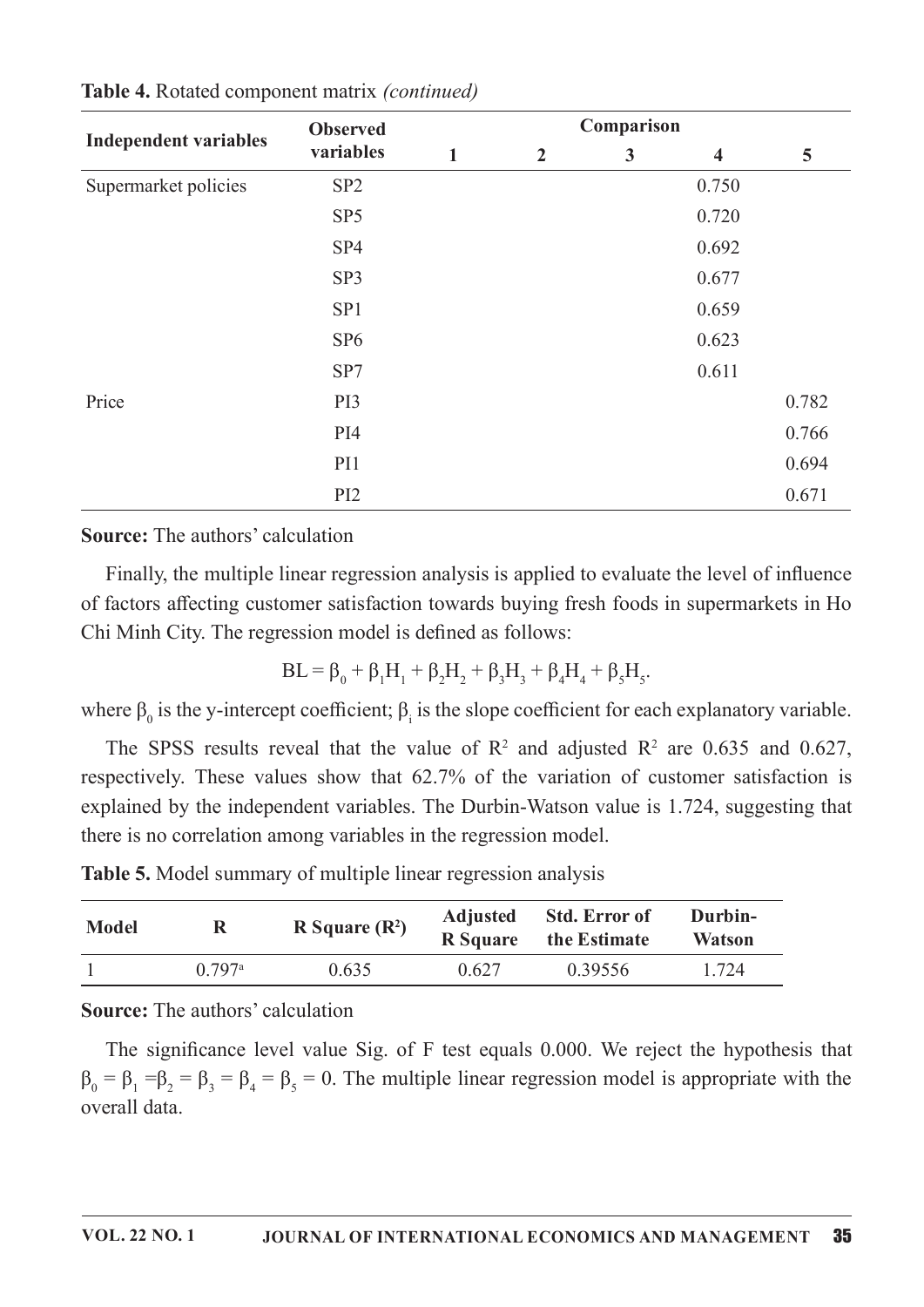**Table 4.** Rotated component matrix *(continued)*

| Independent variables | Observed variables | Comparison | | | | |
|---|---|---|---|---|---|---|
| | | 1 | 2 | 3 | 4 | 5 |
| Supermarket policies | SP2 | | | | 0.750 | |
| | SP5 | | | | 0.720 | |
| | SP4 | | | | 0.692 | |
| | SP3 | | | | 0.677 | |
| | SP1 | | | | 0.659 | |
| | SP6 | | | | 0.623 | |
| | SP7 | | | | 0.611 | |
| Price | PI3 | | | | | 0.782 |
| | PI4 | | | | | 0.766 |
| | PI1 | | | | | 0.694 |
| | PI2 | | | | | 0.671 |

**Source:** The authors' calculation

Finally, the multiple linear regression analysis is applied to evaluate the level of influence of factors affecting customer satisfaction towards buying fresh foods in supermarkets in Ho Chi Minh City. The regression model is defined as follows:

$$BL = \beta_0 + \beta_1 H_1 + \beta_2 H_2 + \beta_3 H_3 + \beta_4 H_4 + \beta_5 H_5.$$

where $\beta_0$ is the y-intercept coefficient; $\beta_i$ is the slope coefficient for each explanatory variable.

The SPSS results reveal that the value of $R^2$ and adjusted $R^2$ are 0.635 and 0.627, respectively. These values show that 62.7% of the variation of customer satisfaction is explained by the independent variables. The Durbin-Watson value is 1.724, suggesting that there is no correlation among variables in the regression model.

**Table 5.** Model summary of multiple linear regression analysis

| Model | R | R Square ($R^2$) | Adjusted R Square | Std. Error of the Estimate | Durbin-Watson |
|---|---|---|---|---|---|
| 1 | 0.797[a] | 0.635 | 0.627 | 0.39556 | 1.724 |

**Source:** The authors' calculation

The significance level value Sig. of F test equals 0.000. We reject the hypothesis that $\beta_0 = \beta_1 = \beta_2 = \beta_3 = \beta_4 = \beta_5 = 0$. The multiple linear regression model is appropriate with the overall data.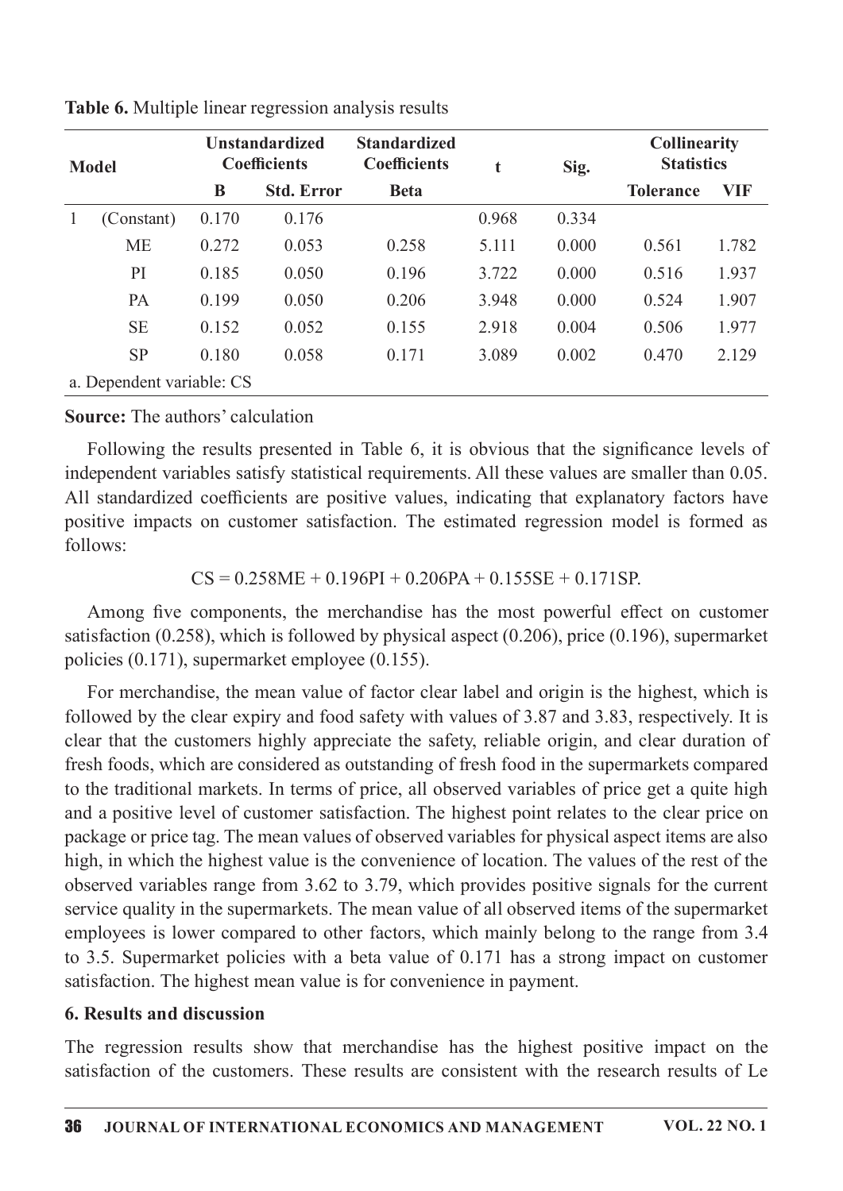**Table 6.** Multiple linear regression analysis results

| Model | | Unstandardized Coefficients | | Standardized Coefficients | t | Sig. | Collinearity Statistics | |
|---|---|---|---|---|---|---|---|---|
| | | B | Std. Error | Beta | | | Tolerance | VIF |
| 1 | (Constant) | 0.170 | 0.176 | | 0.968 | 0.334 | | |
| | ME | 0.272 | 0.053 | 0.258 | 5.111 | 0.000 | 0.561 | 1.782 |
| | PI | 0.185 | 0.050 | 0.196 | 3.722 | 0.000 | 0.516 | 1.937 |
| | PA | 0.199 | 0.050 | 0.206 | 3.948 | 0.000 | 0.524 | 1.907 |
| | SE | 0.152 | 0.052 | 0.155 | 2.918 | 0.004 | 0.506 | 1.977 |
| | SP | 0.180 | 0.058 | 0.171 | 3.089 | 0.002 | 0.470 | 2.129 |
| a. Dependent variable: CS | | | | | | | | |

**Source:** The authors' calculation

Following the results presented in Table 6, it is obvious that the significance levels of independent variables satisfy statistical requirements. All these values are smaller than 0.05. All standardized coefficients are positive values, indicating that explanatory factors have positive impacts on customer satisfaction. The estimated regression model is formed as follows:

$$CS = 0.258ME + 0.196PI + 0.206PA + 0.155SE + 0.171SP.$$

Among five components, the merchandise has the most powerful effect on customer satisfaction (0.258), which is followed by physical aspect (0.206), price (0.196), supermarket policies (0.171), supermarket employee (0.155).

For merchandise, the mean value of factor clear label and origin is the highest, which is followed by the clear expiry and food safety with values of 3.87 and 3.83, respectively. It is clear that the customers highly appreciate the safety, reliable origin, and clear duration of fresh foods, which are considered as outstanding of fresh food in the supermarkets compared to the traditional markets. In terms of price, all observed variables of price get a quite high and a positive level of customer satisfaction. The highest point relates to the clear price on package or price tag. The mean values of observed variables for physical aspect items are also high, in which the highest value is the convenience of location. The values of the rest of the observed variables range from 3.62 to 3.79, which provides positive signals for the current service quality in the supermarkets. The mean value of all observed items of the supermarket employees is lower compared to other factors, which mainly belong to the range from 3.4 to 3.5. Supermarket policies with a beta value of 0.171 has a strong impact on customer satisfaction. The highest mean value is for convenience in payment.

## 6. Results and discussion

The regression results show that merchandise has the highest positive impact on the satisfaction of the customers. These results are consistent with the research results of Le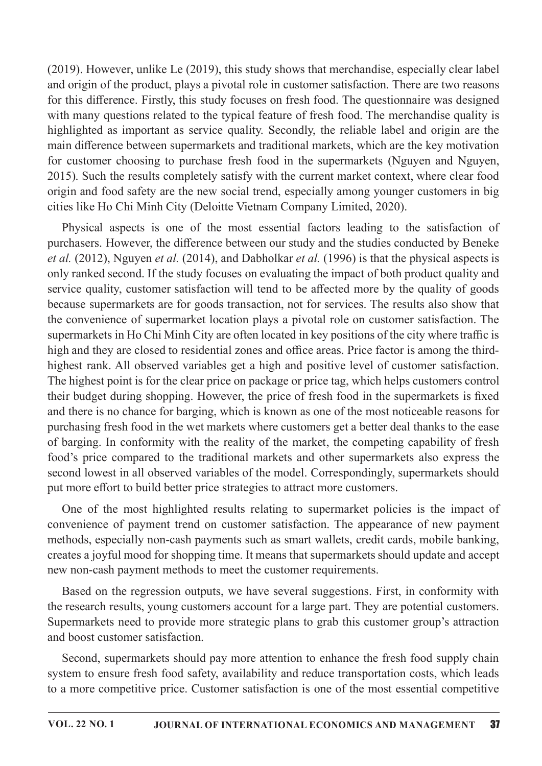(2019). However, unlike Le (2019), this study shows that merchandise, especially clear label and origin of the product, plays a pivotal role in customer satisfaction. There are two reasons for this difference. Firstly, this study focuses on fresh food. The questionnaire was designed with many questions related to the typical feature of fresh food. The merchandise quality is highlighted as important as service quality. Secondly, the reliable label and origin are the main difference between supermarkets and traditional markets, which are the key motivation for customer choosing to purchase fresh food in the supermarkets (Nguyen and Nguyen, 2015). Such the results completely satisfy with the current market context, where clear food origin and food safety are the new social trend, especially among younger customers in big cities like Ho Chi Minh City (Deloitte Vietnam Company Limited, 2020).

Physical aspects is one of the most essential factors leading to the satisfaction of purchasers. However, the difference between our study and the studies conducted by Beneke *et al.* (2012), Nguyen *et al.* (2014), and Dabholkar *et al.* (1996) is that the physical aspects is only ranked second. If the study focuses on evaluating the impact of both product quality and service quality, customer satisfaction will tend to be affected more by the quality of goods because supermarkets are for goods transaction, not for services. The results also show that the convenience of supermarket location plays a pivotal role on customer satisfaction. The supermarkets in Ho Chi Minh City are often located in key positions of the city where traffic is high and they are closed to residential zones and office areas. Price factor is among the third-highest rank. All observed variables get a high and positive level of customer satisfaction. The highest point is for the clear price on package or price tag, which helps customers control their budget during shopping. However, the price of fresh food in the supermarkets is fixed and there is no chance for barging, which is known as one of the most noticeable reasons for purchasing fresh food in the wet markets where customers get a better deal thanks to the ease of barging. In conformity with the reality of the market, the competing capability of fresh food's price compared to the traditional markets and other supermarkets also express the second lowest in all observed variables of the model. Correspondingly, supermarkets should put more effort to build better price strategies to attract more customers.

One of the most highlighted results relating to supermarket policies is the impact of convenience of payment trend on customer satisfaction. The appearance of new payment methods, especially non-cash payments such as smart wallets, credit cards, mobile banking, creates a joyful mood for shopping time. It means that supermarkets should update and accept new non-cash payment methods to meet the customer requirements.

Based on the regression outputs, we have several suggestions. First, in conformity with the research results, young customers account for a large part. They are potential customers. Supermarkets need to provide more strategic plans to grab this customer group's attraction and boost customer satisfaction.

Second, supermarkets should pay more attention to enhance the fresh food supply chain system to ensure fresh food safety, availability and reduce transportation costs, which leads to a more competitive price. Customer satisfaction is one of the most essential competitive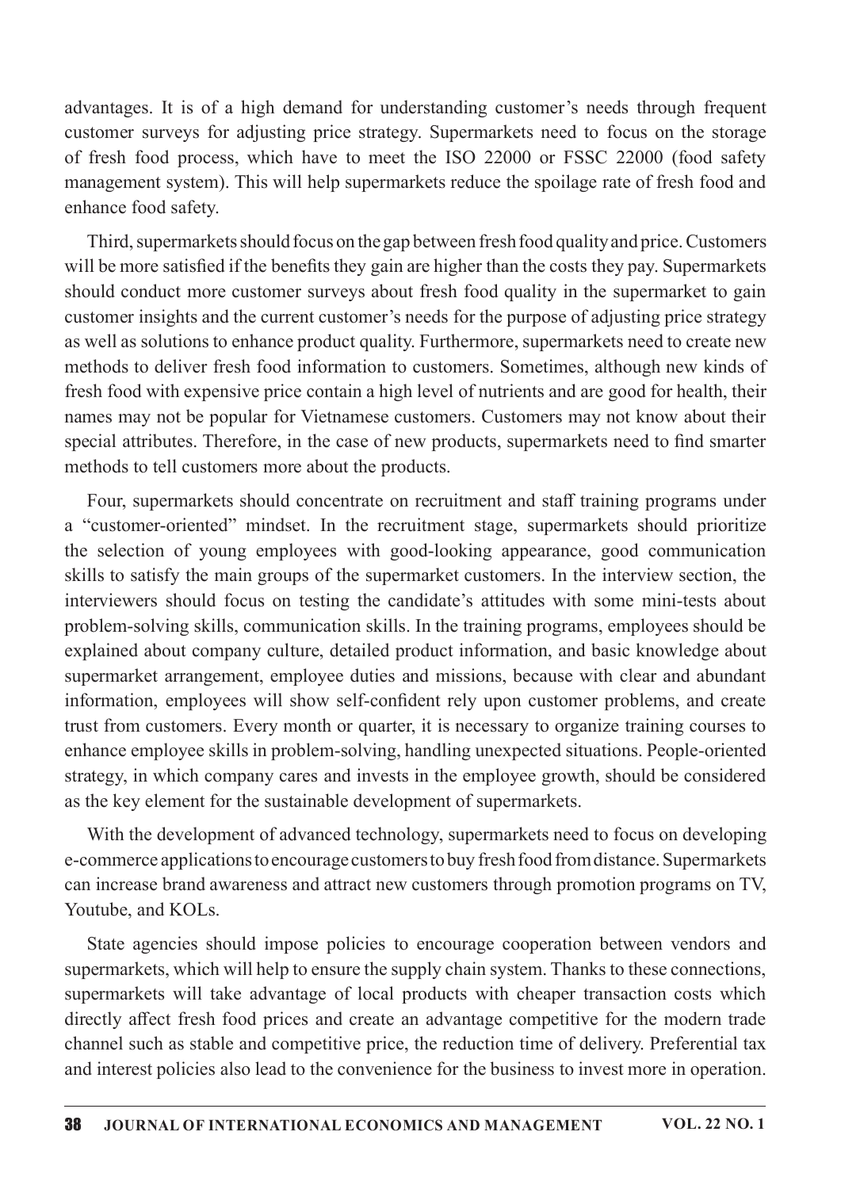advantages. It is of a high demand for understanding customer's needs through frequent customer surveys for adjusting price strategy. Supermarkets need to focus on the storage of fresh food process, which have to meet the ISO 22000 or FSSC 22000 (food safety management system). This will help supermarkets reduce the spoilage rate of fresh food and enhance food safety.

Third, supermarkets should focus on the gap between fresh food quality and price. Customers will be more satisfied if the benefits they gain are higher than the costs they pay. Supermarkets should conduct more customer surveys about fresh food quality in the supermarket to gain customer insights and the current customer's needs for the purpose of adjusting price strategy as well as solutions to enhance product quality. Furthermore, supermarkets need to create new methods to deliver fresh food information to customers. Sometimes, although new kinds of fresh food with expensive price contain a high level of nutrients and are good for health, their names may not be popular for Vietnamese customers. Customers may not know about their special attributes. Therefore, in the case of new products, supermarkets need to find smarter methods to tell customers more about the products.

Four, supermarkets should concentrate on recruitment and staff training programs under a "customer-oriented" mindset. In the recruitment stage, supermarkets should prioritize the selection of young employees with good-looking appearance, good communication skills to satisfy the main groups of the supermarket customers. In the interview section, the interviewers should focus on testing the candidate's attitudes with some mini-tests about problem-solving skills, communication skills. In the training programs, employees should be explained about company culture, detailed product information, and basic knowledge about supermarket arrangement, employee duties and missions, because with clear and abundant information, employees will show self-confident rely upon customer problems, and create trust from customers. Every month or quarter, it is necessary to organize training courses to enhance employee skills in problem-solving, handling unexpected situations. People-oriented strategy, in which company cares and invests in the employee growth, should be considered as the key element for the sustainable development of supermarkets.

With the development of advanced technology, supermarkets need to focus on developing e-commerce applications to encourage customers to buy fresh food from distance. Supermarkets can increase brand awareness and attract new customers through promotion programs on TV, Youtube, and KOLs.

State agencies should impose policies to encourage cooperation between vendors and supermarkets, which will help to ensure the supply chain system. Thanks to these connections, supermarkets will take advantage of local products with cheaper transaction costs which directly affect fresh food prices and create an advantage competitive for the modern trade channel such as stable and competitive price, the reduction time of delivery. Preferential tax and interest policies also lead to the convenience for the business to invest more in operation.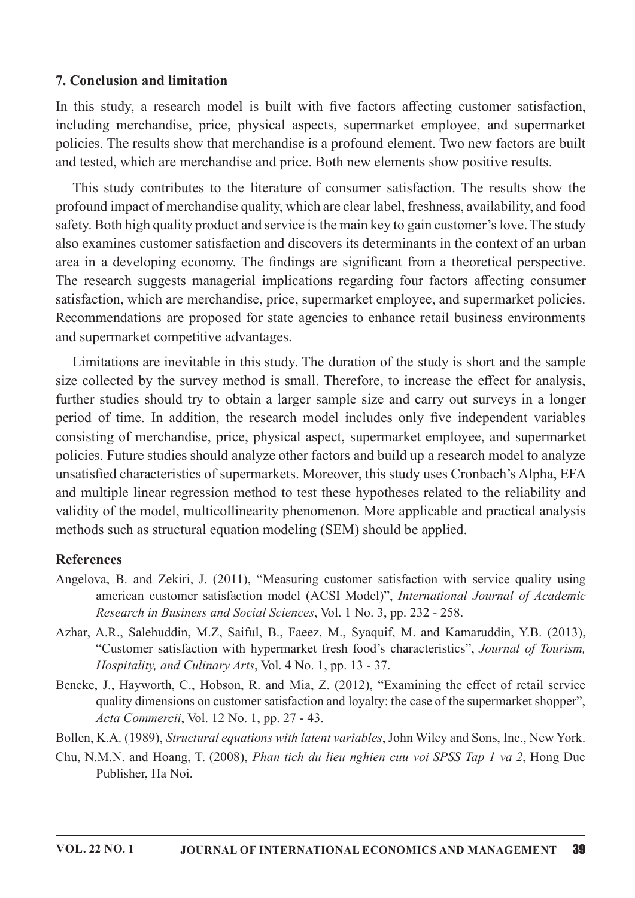## 7. Conclusion and limitation

In this study, a research model is built with five factors affecting customer satisfaction, including merchandise, price, physical aspects, supermarket employee, and supermarket policies. The results show that merchandise is a profound element. Two new factors are built and tested, which are merchandise and price. Both new elements show positive results.

This study contributes to the literature of consumer satisfaction. The results show the profound impact of merchandise quality, which are clear label, freshness, availability, and food safety. Both high quality product and service is the main key to gain customer's love. The study also examines customer satisfaction and discovers its determinants in the context of an urban area in a developing economy. The findings are significant from a theoretical perspective. The research suggests managerial implications regarding four factors affecting consumer satisfaction, which are merchandise, price, supermarket employee, and supermarket policies. Recommendations are proposed for state agencies to enhance retail business environments and supermarket competitive advantages.

Limitations are inevitable in this study. The duration of the study is short and the sample size collected by the survey method is small. Therefore, to increase the effect for analysis, further studies should try to obtain a larger sample size and carry out surveys in a longer period of time. In addition, the research model includes only five independent variables consisting of merchandise, price, physical aspect, supermarket employee, and supermarket policies. Future studies should analyze other factors and build up a research model to analyze unsatisfied characteristics of supermarkets. Moreover, this study uses Cronbach's Alpha, EFA and multiple linear regression method to test these hypotheses related to the reliability and validity of the model, multicollinearity phenomenon. More applicable and practical analysis methods such as structural equation modeling (SEM) should be applied.

## References

Angelova, B. and Zekiri, J. (2011), "Measuring customer satisfaction with service quality using american customer satisfaction model (ACSI Model)", *International Journal of Academic Research in Business and Social Sciences*, Vol. 1 No. 3, pp. 232 - 258.

Azhar, A.R., Salehuddin, M.Z, Saiful, B., Faeez, M., Syaquif, M. and Kamaruddin, Y.B. (2013), "Customer satisfaction with hypermarket fresh food's characteristics", *Journal of Tourism, Hospitality, and Culinary Arts*, Vol. 4 No. 1, pp. 13 - 37.

Beneke, J., Hayworth, C., Hobson, R. and Mia, Z. (2012), "Examining the effect of retail service quality dimensions on customer satisfaction and loyalty: the case of the supermarket shopper", *Acta Commercii*, Vol. 12 No. 1, pp. 27 - 43.

Bollen, K.A. (1989), *Structural equations with latent variables*, John Wiley and Sons, Inc., New York.

Chu, N.M.N. and Hoang, T. (2008), *Phan tich du lieu nghien cuu voi SPSS Tap 1 va 2*, Hong Duc Publisher, Ha Noi.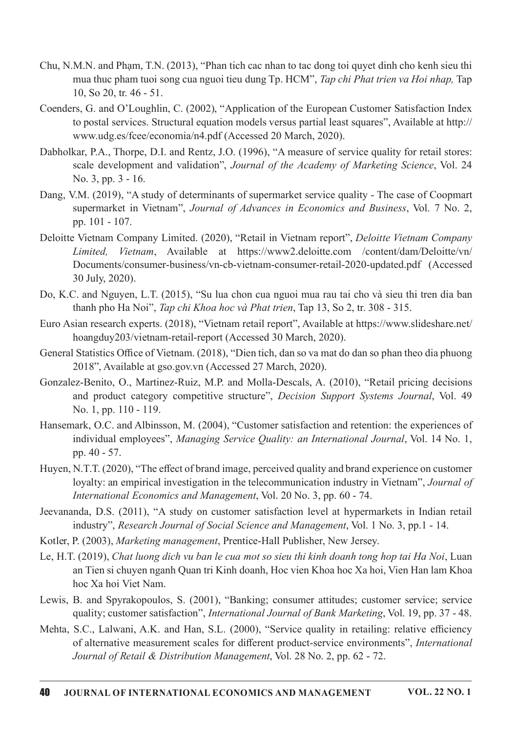Chu, N.M.N. and Phạm, T.N. (2013), "Phan tich cac nhan to tac dong toi quyet dinh cho kenh sieu thi mua thuc pham tuoi song cua nguoi tieu dung Tp. HCM", *Tap chi Phat trien va Hoi nhap,* Tap 10, So 20, tr. 46 - 51.

Coenders, G. and O'Loughlin, C. (2002), "Application of the European Customer Satisfaction Index to postal services. Structural equation models versus partial least squares", Available at http://www.udg.es/fcee/economia/n4.pdf (Accessed 20 March, 2020).

Dabholkar, P.A., Thorpe, D.I. and Rentz, J.O. (1996), "A measure of service quality for retail stores: scale development and validation", *Journal of the Academy of Marketing Science*, Vol. 24 No. 3, pp. 3 - 16.

Dang, V.M. (2019), "A study of determinants of supermarket service quality - The case of Coopmart supermarket in Vietnam", *Journal of Advances in Economics and Business*, Vol. 7 No. 2, pp. 101 - 107.

Deloitte Vietnam Company Limited. (2020), "Retail in Vietnam report", *Deloitte Vietnam Company Limited, Vietnam*, Available at https://www2.deloitte.com /content/dam/Deloitte/vn/Documents/consumer-business/vn-cb-vietnam-consumer-retail-2020-updated.pdf (Accessed 30 July, 2020).

Do, K.C. and Nguyen, L.T. (2015), "Su lua chon cua nguoi mua rau tai cho và sieu thi tren dia ban thanh pho Ha Noi", *Tap chi Khoa hoc và Phat trien*, Tap 13, So 2, tr. 308 - 315.

Euro Asian research experts. (2018), "Vietnam retail report", Available at https://www.slideshare.net/hoangduy203/vietnam-retail-report (Accessed 30 March, 2020).

General Statistics Office of Vietnam. (2018), "Dien tich, dan so va mat do dan so phan theo dia phuong 2018", Available at gso.gov.vn (Accessed 27 March, 2020).

Gonzalez-Benito, O., Martinez-Ruiz, M.P. and Molla-Descals, A. (2010), "Retail pricing decisions and product category competitive structure", *Decision Support Systems Journal*, Vol. 49 No. 1, pp. 110 - 119.

Hansemark, O.C. and Albinsson, M. (2004), "Customer satisfaction and retention: the experiences of individual employees", *Managing Service Quality: an International Journal*, Vol. 14 No. 1, pp. 40 - 57.

Huyen, N.T.T. (2020), "The effect of brand image, perceived quality and brand experience on customer loyalty: an empirical investigation in the telecommunication industry in Vietnam", *Journal of International Economics and Management*, Vol. 20 No. 3, pp. 60 - 74.

Jeevananda, D.S. (2011), "A study on customer satisfaction level at hypermarkets in Indian retail industry", *Research Journal of Social Science and Management*, Vol. 1 No. 3, pp.1 - 14.

Kotler, P. (2003), *Marketing management*, Prentice-Hall Publisher, New Jersey.

Le, H.T. (2019), *Chat luong dich vu ban le cua mot so sieu thi kinh doanh tong hop tai Ha Noi*, Luan an Tien si chuyen nganh Quan tri Kinh doanh, Hoc vien Khoa hoc Xa hoi, Vien Han lam Khoa hoc Xa hoi Viet Nam.

Lewis, B. and Spyrakopoulos, S. (2001), "Banking; consumer attitudes; customer service; service quality; customer satisfaction", *International Journal of Bank Marketing*, Vol. 19, pp. 37 - 48.

Mehta, S.C., Lalwani, A.K. and Han, S.L. (2000), "Service quality in retailing: relative efficiency of alternative measurement scales for different product-service environments", *International Journal of Retail & Distribution Management*, Vol. 28 No. 2, pp. 62 - 72.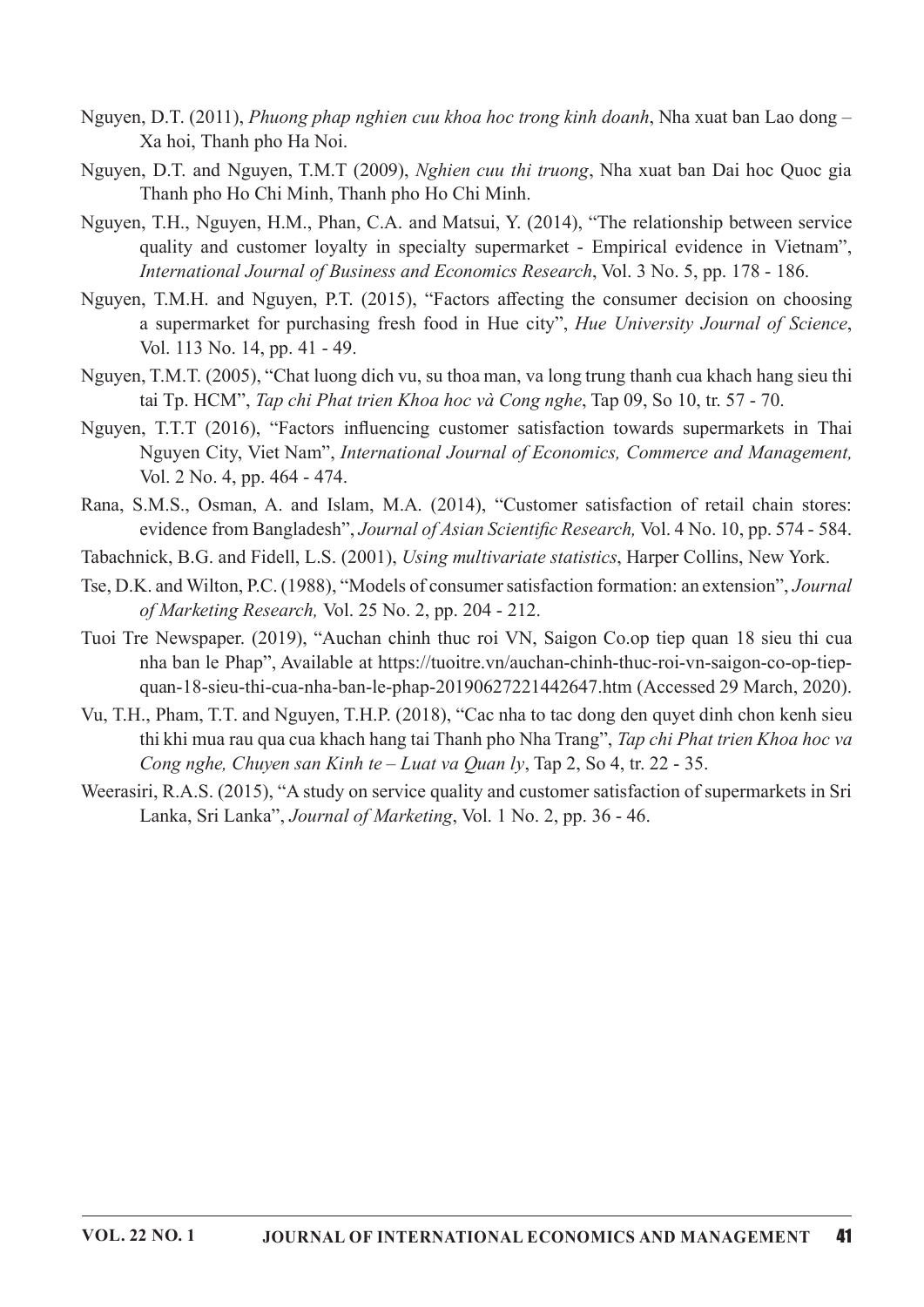Nguyen, D.T. (2011), *Phuong phap nghien cuu khoa hoc trong kinh doanh*, Nha xuat ban Lao dong – Xa hoi, Thanh pho Ha Noi.

Nguyen, D.T. and Nguyen, T.M.T (2009), *Nghien cuu thi truong*, Nha xuat ban Dai hoc Quoc gia Thanh pho Ho Chi Minh, Thanh pho Ho Chi Minh.

Nguyen, T.H., Nguyen, H.M., Phan, C.A. and Matsui, Y. (2014), "The relationship between service quality and customer loyalty in specialty supermarket - Empirical evidence in Vietnam", *International Journal of Business and Economics Research*, Vol. 3 No. 5, pp. 178 - 186.

Nguyen, T.M.H. and Nguyen, P.T. (2015), "Factors affecting the consumer decision on choosing a supermarket for purchasing fresh food in Hue city", *Hue University Journal of Science*, Vol. 113 No. 14, pp. 41 - 49.

Nguyen, T.M.T. (2005), "Chat luong dich vu, su thoa man, va long trung thanh cua khach hang sieu thi tai Tp. HCM", *Tap chi Phat trien Khoa hoc và Cong nghe*, Tap 09, So 10, tr. 57 - 70.

Nguyen, T.T.T (2016), "Factors influencing customer satisfaction towards supermarkets in Thai Nguyen City, Viet Nam", *International Journal of Economics, Commerce and Management,* Vol. 2 No. 4, pp. 464 - 474.

Rana, S.M.S., Osman, A. and Islam, M.A. (2014), "Customer satisfaction of retail chain stores: evidence from Bangladesh", *Journal of Asian Scientific Research,* Vol. 4 No. 10, pp. 574 - 584.

Tabachnick, B.G. and Fidell, L.S. (2001), *Using multivariate statistics*, Harper Collins, New York.

Tse, D.K. and Wilton, P.C. (1988), "Models of consumer satisfaction formation: an extension", *Journal of Marketing Research,* Vol. 25 No. 2, pp. 204 - 212.

Tuoi Tre Newspaper. (2019), "Auchan chinh thuc roi VN, Saigon Co.op tiep quan 18 sieu thi cua nha ban le Phap", Available at https://tuoitre.vn/auchan-chinh-thuc-roi-vn-saigon-co-op-tiep-quan-18-sieu-thi-cua-nha-ban-le-phap-20190627221442647.htm (Accessed 29 March, 2020).

Vu, T.H., Pham, T.T. and Nguyen, T.H.P. (2018), "Cac nha to tac dong den quyet dinh chon kenh sieu thi khi mua rau qua cua khach hang tai Thanh pho Nha Trang", *Tap chi Phat trien Khoa hoc va Cong nghe, Chuyen san Kinh te – Luat va Quan ly*, Tap 2, So 4, tr. 22 - 35.

Weerasiri, R.A.S. (2015), "A study on service quality and customer satisfaction of supermarkets in Sri Lanka, Sri Lanka", *Journal of Marketing*, Vol. 1 No. 2, pp. 36 - 46.